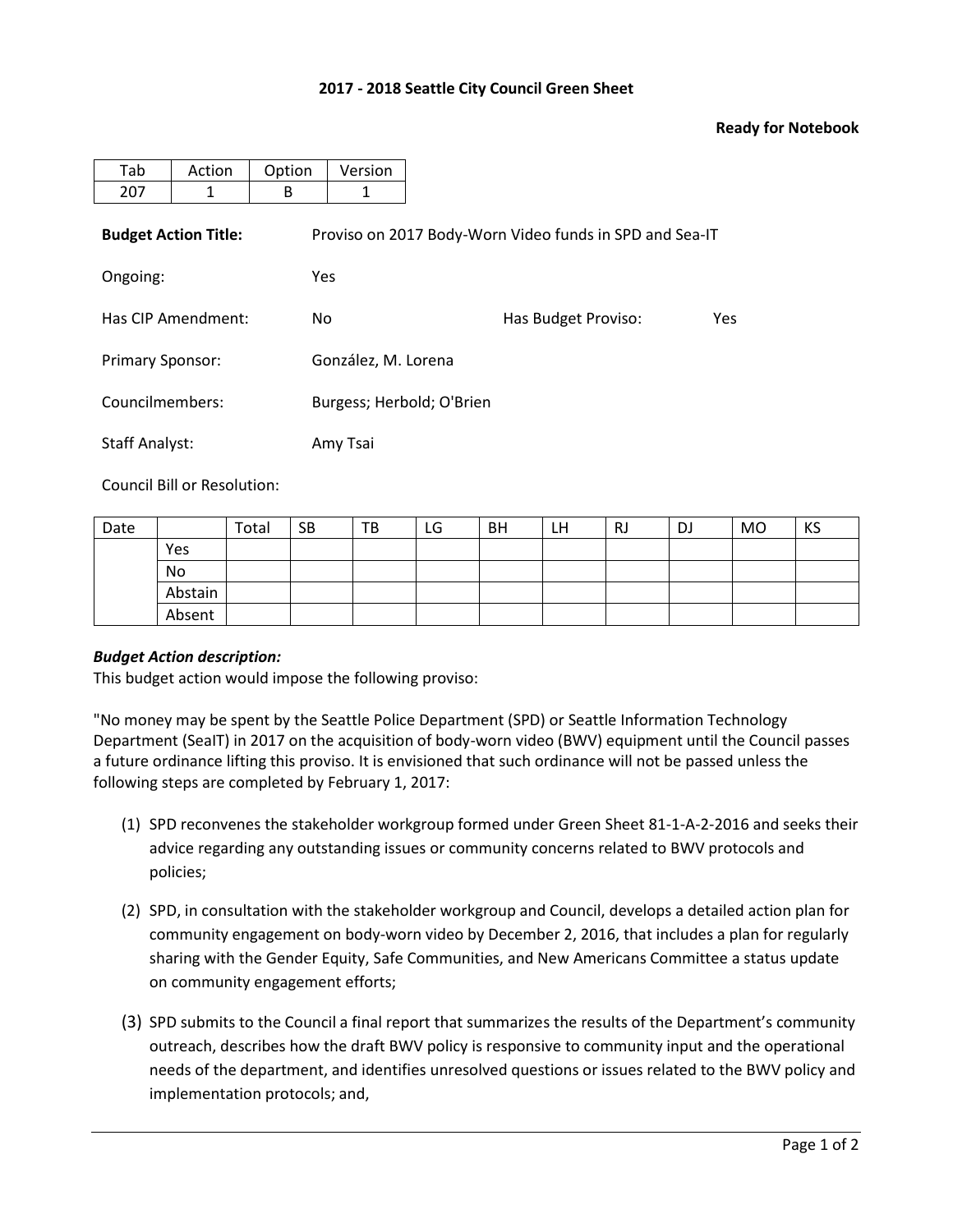**2017 - 2018 Seattle City Council Green Sheet**

**Ready for Notebook**

| Tab | Action | Option | Version |
|---|---|---|---|
| 207 | 1 | B | 1 |

**Budget Action Title:** Proviso on 2017 Body-Worn Video funds in SPD and Sea-IT

Ongoing: Yes

Has CIP Amendment: No

Has Budget Proviso: Yes

Primary Sponsor: González, M. Lorena

Councilmembers: Burgess; Herbold; O'Brien

Staff Analyst: Amy Tsai

Council Bill or Resolution:

| Date | | Total | SB | TB | LG | BH | LH | RJ | DJ | MO | KS |
|---|---|---|---|---|---|---|---|---|---|---|---|
| | Yes | | | | | | | | | | |
| | No | | | | | | | | | | |
| | Abstain | | | | | | | | | | |
| | Absent | | | | | | | | | | |

***Budget Action description:***

This budget action would impose the following proviso:

"No money may be spent by the Seattle Police Department (SPD) or Seattle Information Technology Department (SeaIT) in 2017 on the acquisition of body-worn video (BWV) equipment until the Council passes a future ordinance lifting this proviso. It is envisioned that such ordinance will not be passed unless the following steps are completed by February 1, 2017:

(1) SPD reconvenes the stakeholder workgroup formed under Green Sheet 81-1-A-2-2016 and seeks their advice regarding any outstanding issues or community concerns related to BWV protocols and policies;

(2) SPD, in consultation with the stakeholder workgroup and Council, develops a detailed action plan for community engagement on body-worn video by December 2, 2016, that includes a plan for regularly sharing with the Gender Equity, Safe Communities, and New Americans Committee a status update on community engagement efforts;

(3) SPD submits to the Council a final report that summarizes the results of the Department's community outreach, describes how the draft BWV policy is responsive to community input and the operational needs of the department, and identifies unresolved questions or issues related to the BWV policy and implementation protocols; and,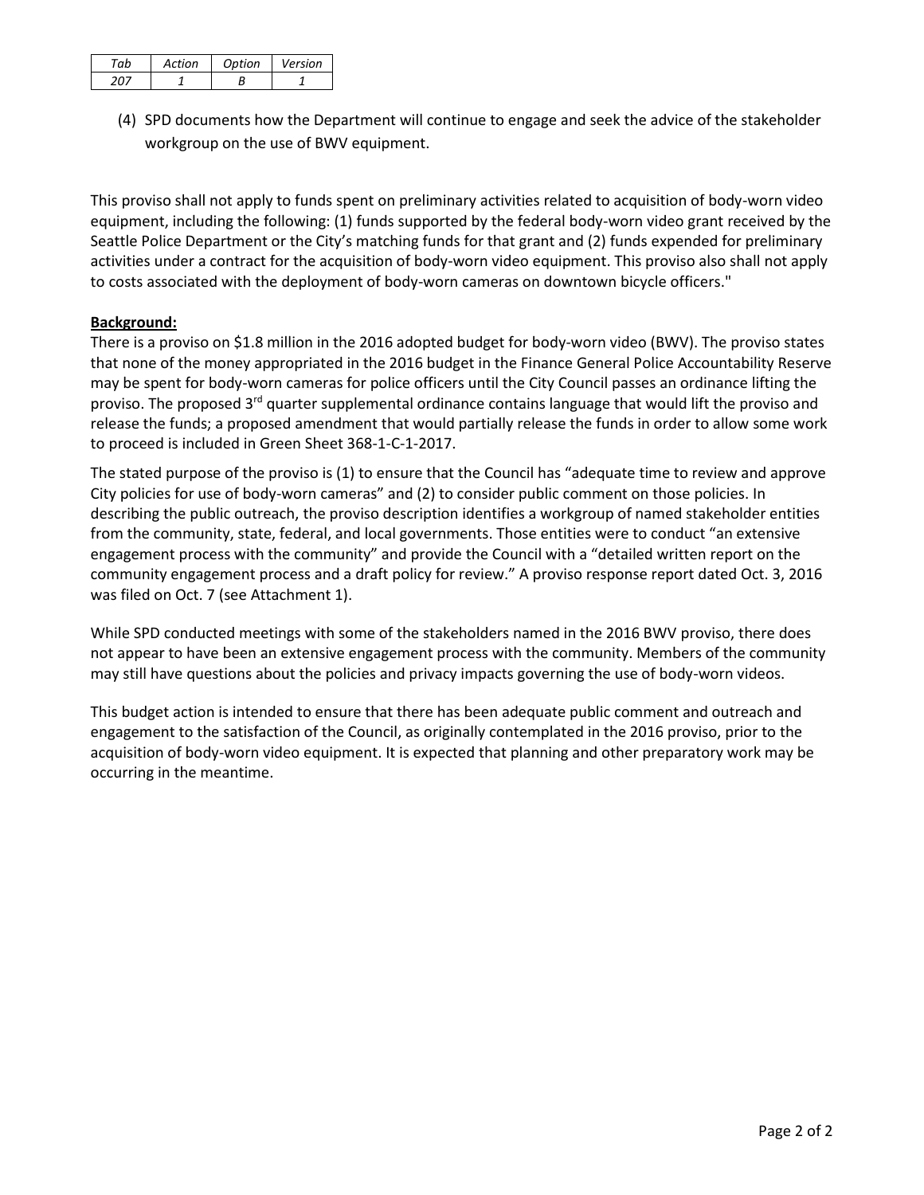| Tab | Action | Option | Version |
|---|---|---|---|
| 207 | 1 | B | 1 |

(4) SPD documents how the Department will continue to engage and seek the advice of the stakeholder workgroup on the use of BWV equipment.

This proviso shall not apply to funds spent on preliminary activities related to acquisition of body-worn video equipment, including the following: (1) funds supported by the federal body-worn video grant received by the Seattle Police Department or the City's matching funds for that grant and (2) funds expended for preliminary activities under a contract for the acquisition of body-worn video equipment. This proviso also shall not apply to costs associated with the deployment of body-worn cameras on downtown bicycle officers."

**Background:**

There is a proviso on $1.8 million in the 2016 adopted budget for body-worn video (BWV). The proviso states that none of the money appropriated in the 2016 budget in the Finance General Police Accountability Reserve may be spent for body-worn cameras for police officers until the City Council passes an ordinance lifting the proviso. The proposed 3rd quarter supplemental ordinance contains language that would lift the proviso and release the funds; a proposed amendment that would partially release the funds in order to allow some work to proceed is included in Green Sheet 368-1-C-1-2017.

The stated purpose of the proviso is (1) to ensure that the Council has "adequate time to review and approve City policies for use of body-worn cameras" and (2) to consider public comment on those policies. In describing the public outreach, the proviso description identifies a workgroup of named stakeholder entities from the community, state, federal, and local governments. Those entities were to conduct "an extensive engagement process with the community" and provide the Council with a "detailed written report on the community engagement process and a draft policy for review." A proviso response report dated Oct. 3, 2016 was filed on Oct. 7 (see Attachment 1).

While SPD conducted meetings with some of the stakeholders named in the 2016 BWV proviso, there does not appear to have been an extensive engagement process with the community. Members of the community may still have questions about the policies and privacy impacts governing the use of body-worn videos.

This budget action is intended to ensure that there has been adequate public comment and outreach and engagement to the satisfaction of the Council, as originally contemplated in the 2016 proviso, prior to the acquisition of body-worn video equipment. It is expected that planning and other preparatory work may be occurring in the meantime.